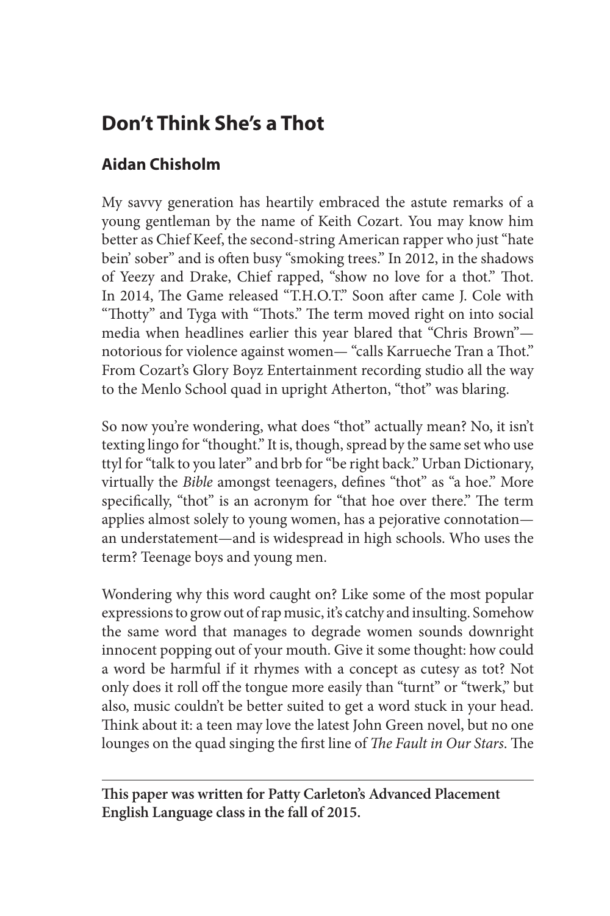# Don't Think She's a Thot

## Aidan Chisholm

My savvy generation has heartily embraced the astute remarks of a young gentleman by the name of Keith Cozart. You may know him better as Chief Keef, the second-string American rapper who just "hate bein' sober" and is often busy "smoking trees." In 2012, in the shadows of Yeezy and Drake, Chief rapped, "show no love for a thot." Thot. In 2014, The Game released "T.H.O.T." Soon after came J. Cole with "Thotty" and Tyga with "Thots." The term moved right on into social media when headlines earlier this year blared that "Chris Brown"—notorious for violence against women— "calls Karrueche Tran a Thot." From Cozart's Glory Boyz Entertainment recording studio all the way to the Menlo School quad in upright Atherton, "thot" was blaring.

So now you're wondering, what does "thot" actually mean? No, it isn't texting lingo for "thought." It is, though, spread by the same set who use ttyl for "talk to you later" and brb for "be right back." Urban Dictionary, virtually the *Bible* amongst teenagers, defines "thot" as "a hoe." More specifically, "thot" is an acronym for "that hoe over there." The term applies almost solely to young women, has a pejorative connotation—an understatement—and is widespread in high schools. Who uses the term? Teenage boys and young men.

Wondering why this word caught on? Like some of the most popular expressions to grow out of rap music, it's catchy and insulting. Somehow the same word that manages to degrade women sounds downright innocent popping out of your mouth. Give it some thought: how could a word be harmful if it rhymes with a concept as cutesy as tot? Not only does it roll off the tongue more easily than "turnt" or "twerk," but also, music couldn't be better suited to get a word stuck in your head. Think about it: a teen may love the latest John Green novel, but no one lounges on the quad singing the first line of *The Fault in Our Stars*. The

---

**This paper was written for Patty Carleton's Advanced Placement English Language class in the fall of 2015.**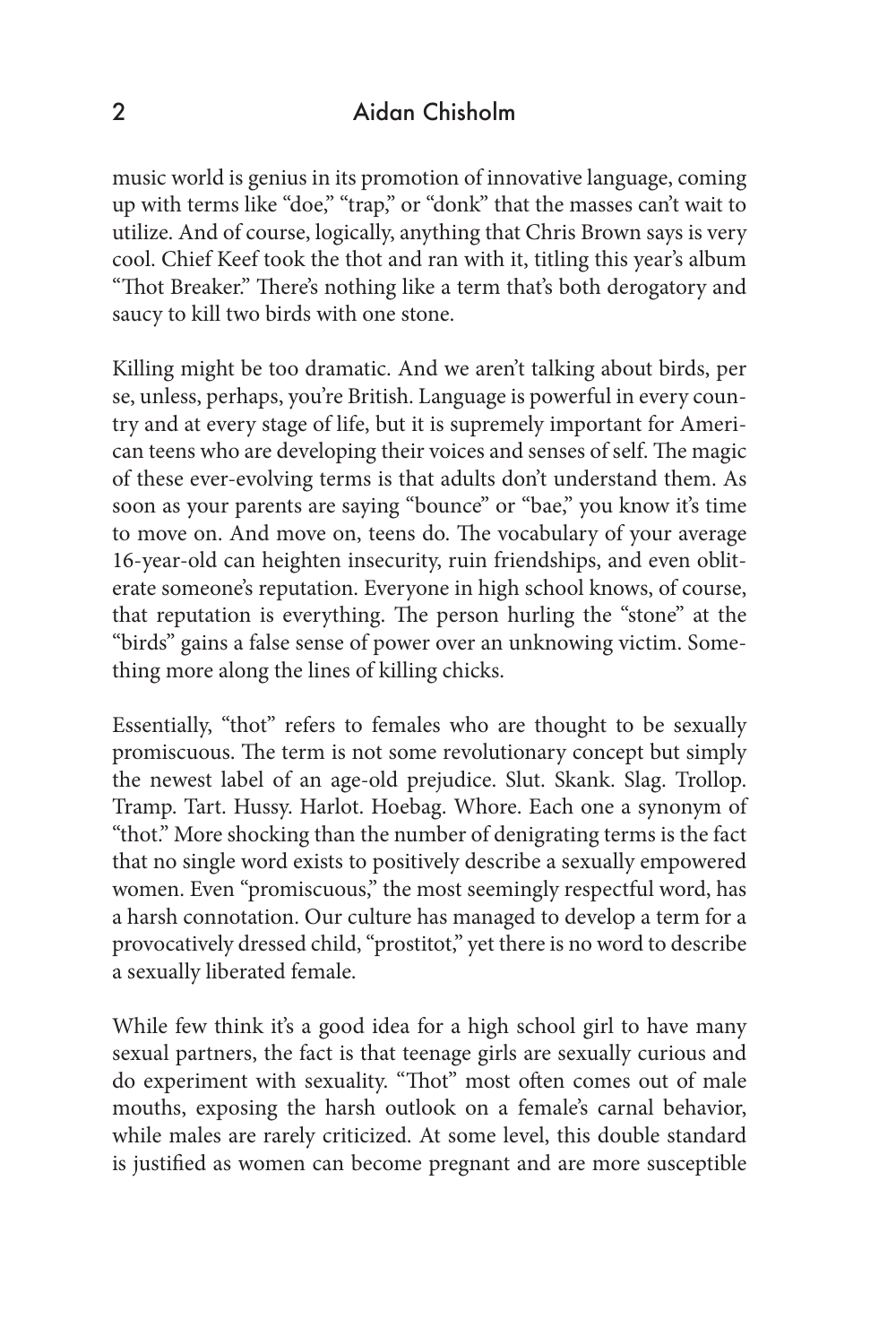music world is genius in its promotion of innovative language, coming up with terms like "doe," "trap," or "donk" that the masses can't wait to utilize. And of course, logically, anything that Chris Brown says is very cool. Chief Keef took the thot and ran with it, titling this year's album "Thot Breaker." There's nothing like a term that's both derogatory and saucy to kill two birds with one stone.

Killing might be too dramatic. And we aren't talking about birds, per se, unless, perhaps, you're British. Language is powerful in every country and at every stage of life, but it is supremely important for American teens who are developing their voices and senses of self. The magic of these ever-evolving terms is that adults don't understand them. As soon as your parents are saying "bounce" or "bae," you know it's time to move on. And move on, teens do. The vocabulary of your average 16-year-old can heighten insecurity, ruin friendships, and even obliterate someone's reputation. Everyone in high school knows, of course, that reputation is everything. The person hurling the "stone" at the "birds" gains a false sense of power over an unknowing victim. Something more along the lines of killing chicks.

Essentially, "thot" refers to females who are thought to be sexually promiscuous. The term is not some revolutionary concept but simply the newest label of an age-old prejudice. Slut. Skank. Slag. Trollop. Tramp. Tart. Hussy. Harlot. Hoebag. Whore. Each one a synonym of "thot." More shocking than the number of denigrating terms is the fact that no single word exists to positively describe a sexually empowered women. Even "promiscuous," the most seemingly respectful word, has a harsh connotation. Our culture has managed to develop a term for a provocatively dressed child, "prostitot," yet there is no word to describe a sexually liberated female.

While few think it's a good idea for a high school girl to have many sexual partners, the fact is that teenage girls are sexually curious and do experiment with sexuality. "Thot" most often comes out of male mouths, exposing the harsh outlook on a female's carnal behavior, while males are rarely criticized. At some level, this double standard is justified as women can become pregnant and are more susceptible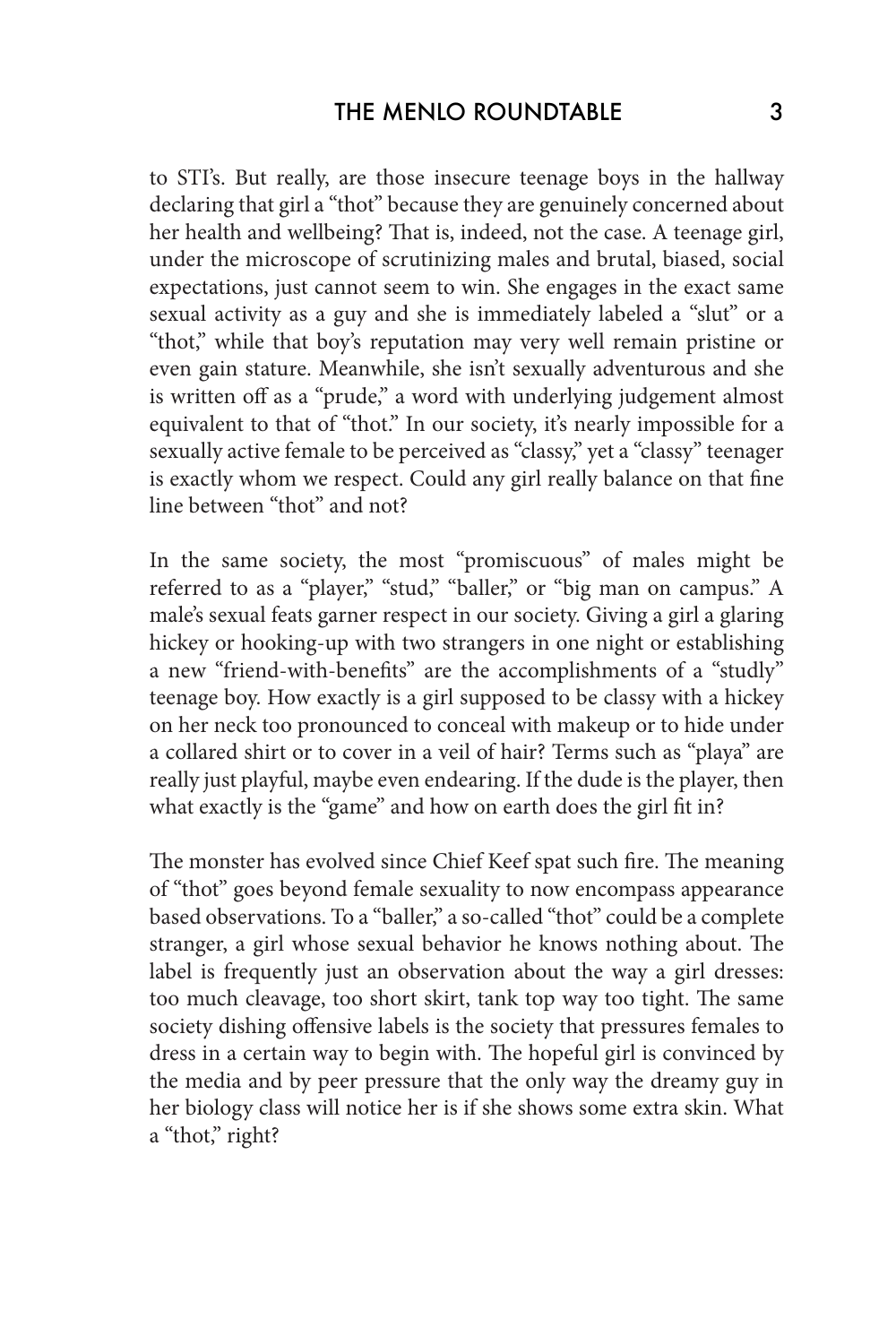to STI's. But really, are those insecure teenage boys in the hallway declaring that girl a "thot" because they are genuinely concerned about her health and wellbeing? That is, indeed, not the case. A teenage girl, under the microscope of scrutinizing males and brutal, biased, social expectations, just cannot seem to win. She engages in the exact same sexual activity as a guy and she is immediately labeled a "slut" or a "thot," while that boy's reputation may very well remain pristine or even gain stature. Meanwhile, she isn't sexually adventurous and she is written off as a "prude," a word with underlying judgement almost equivalent to that of "thot." In our society, it's nearly impossible for a sexually active female to be perceived as "classy," yet a "classy" teenager is exactly whom we respect. Could any girl really balance on that fine line between "thot" and not?

In the same society, the most "promiscuous" of males might be referred to as a "player," "stud," "baller," or "big man on campus." A male's sexual feats garner respect in our society. Giving a girl a glaring hickey or hooking-up with two strangers in one night or establishing a new "friend-with-benefits" are the accomplishments of a "studly" teenage boy. How exactly is a girl supposed to be classy with a hickey on her neck too pronounced to conceal with makeup or to hide under a collared shirt or to cover in a veil of hair? Terms such as "playa" are really just playful, maybe even endearing. If the dude is the player, then what exactly is the "game" and how on earth does the girl fit in?

The monster has evolved since Chief Keef spat such fire. The meaning of "thot" goes beyond female sexuality to now encompass appearance based observations. To a "baller," a so-called "thot" could be a complete stranger, a girl whose sexual behavior he knows nothing about. The label is frequently just an observation about the way a girl dresses: too much cleavage, too short skirt, tank top way too tight. The same society dishing offensive labels is the society that pressures females to dress in a certain way to begin with. The hopeful girl is convinced by the media and by peer pressure that the only way the dreamy guy in her biology class will notice her is if she shows some extra skin. What a "thot," right?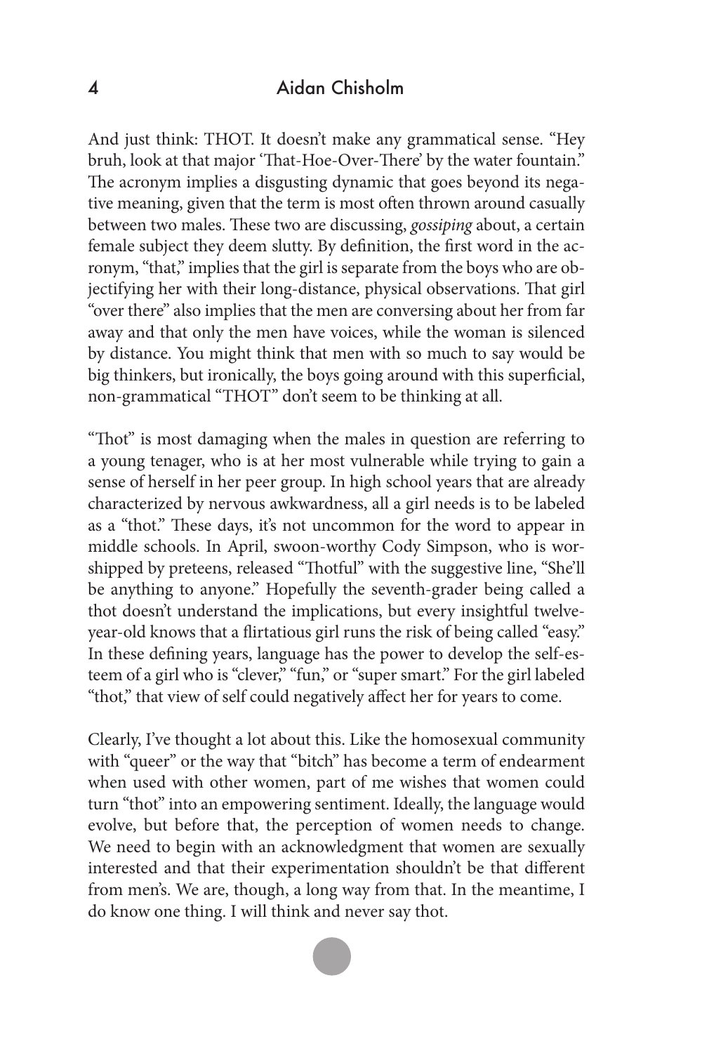And just think: THOT. It doesn't make any grammatical sense. "Hey bruh, look at that major 'That-Hoe-Over-There' by the water fountain." The acronym implies a disgusting dynamic that goes beyond its negative meaning, given that the term is most often thrown around casually between two males. These two are discussing, *gossiping* about, a certain female subject they deem slutty. By definition, the first word in the acronym, "that," implies that the girl is separate from the boys who are objectifying her with their long-distance, physical observations. That girl "over there" also implies that the men are conversing about her from far away and that only the men have voices, while the woman is silenced by distance. You might think that men with so much to say would be big thinkers, but ironically, the boys going around with this superficial, non-grammatical "THOT" don't seem to be thinking at all.

"Thot" is most damaging when the males in question are referring to a young tenager, who is at her most vulnerable while trying to gain a sense of herself in her peer group. In high school years that are already characterized by nervous awkwardness, all a girl needs is to be labeled as a "thot." These days, it's not uncommon for the word to appear in middle schools. In April, swoon-worthy Cody Simpson, who is worshipped by preteens, released "Thotful" with the suggestive line, "She'll be anything to anyone." Hopefully the seventh-grader being called a thot doesn't understand the implications, but every insightful twelve-year-old knows that a flirtatious girl runs the risk of being called "easy." In these defining years, language has the power to develop the self-esteem of a girl who is "clever," "fun," or "super smart." For the girl labeled "thot," that view of self could negatively affect her for years to come.

Clearly, I've thought a lot about this. Like the homosexual community with "queer" or the way that "bitch" has become a term of endearment when used with other women, part of me wishes that women could turn "thot" into an empowering sentiment. Ideally, the language would evolve, but before that, the perception of women needs to change. We need to begin with an acknowledgment that women are sexually interested and that their experimentation shouldn't be that different from men's. We are, though, a long way from that. In the meantime, I do know one thing. I will think and never say thot.